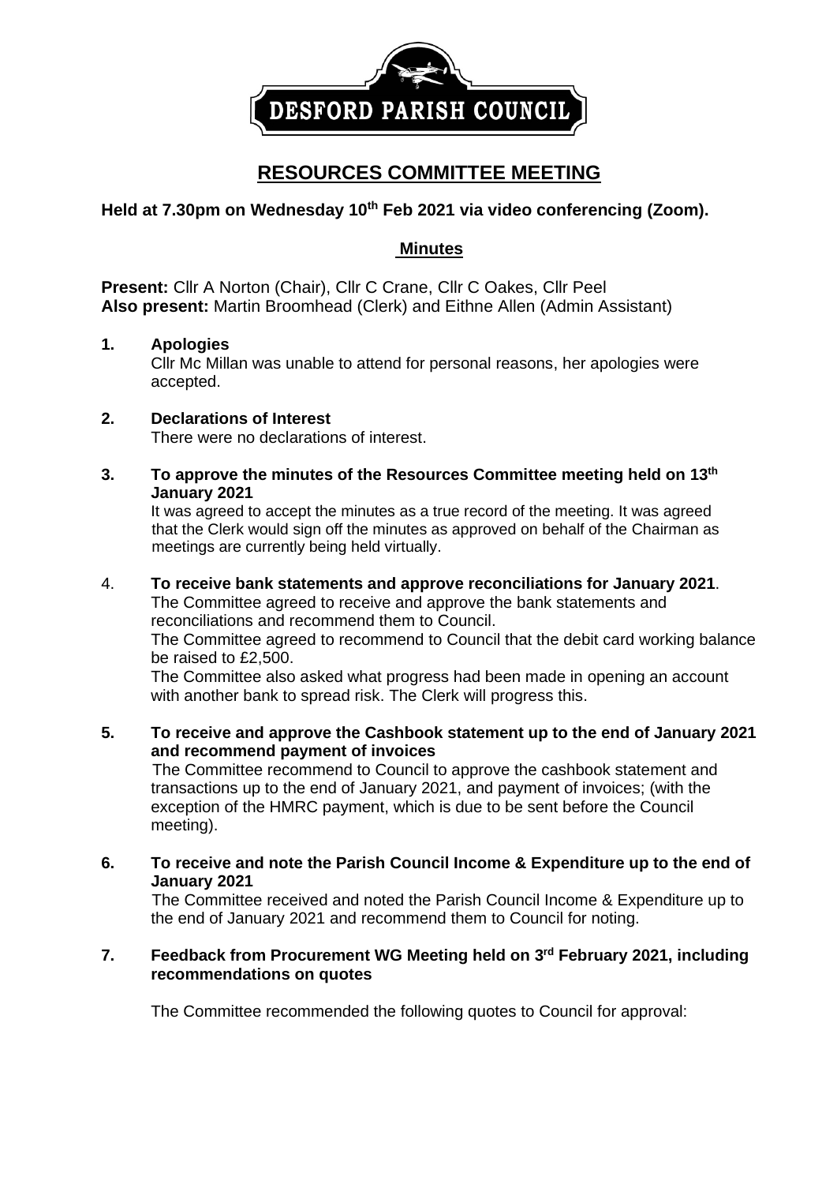DESFORD PARISH COUNCIL

# RESOURCES COMMITTEE MEETING

**Held at 7.30pm on Wednesday 10th Feb 2021 via video conferencing (Zoom).**

## Minutes

**Present:** Cllr A Norton (Chair), Cllr C Crane, Cllr C Oakes, Cllr Peel
**Also present:** Martin Broomhead (Clerk) and Eithne Allen (Admin Assistant)

1. **Apologies**
   Cllr Mc Millan was unable to attend for personal reasons, her apologies were accepted.

2. **Declarations of Interest**
   There were no declarations of interest.

3. **To approve the minutes of the Resources Committee meeting held on 13th January 2021**
   It was agreed to accept the minutes as a true record of the meeting. It was agreed that the Clerk would sign off the minutes as approved on behalf of the Chairman as meetings are currently being held virtually.

4. **To receive bank statements and approve reconciliations for January 2021**.
   The Committee agreed to receive and approve the bank statements and reconciliations and recommend them to Council.
   The Committee agreed to recommend to Council that the debit card working balance be raised to £2,500.
   The Committee also asked what progress had been made in opening an account with another bank to spread risk. The Clerk will progress this.

5. **To receive and approve the Cashbook statement up to the end of January 2021 and recommend payment of invoices**
   The Committee recommend to Council to approve the cashbook statement and transactions up to the end of January 2021, and payment of invoices; (with the exception of the HMRC payment, which is due to be sent before the Council meeting).

6. **To receive and note the Parish Council Income & Expenditure up to the end of January 2021**
   The Committee received and noted the Parish Council Income & Expenditure up to the end of January 2021 and recommend them to Council for noting.

7. **Feedback from Procurement WG Meeting held on 3rd February 2021, including recommendations on quotes**

   The Committee recommended the following quotes to Council for approval: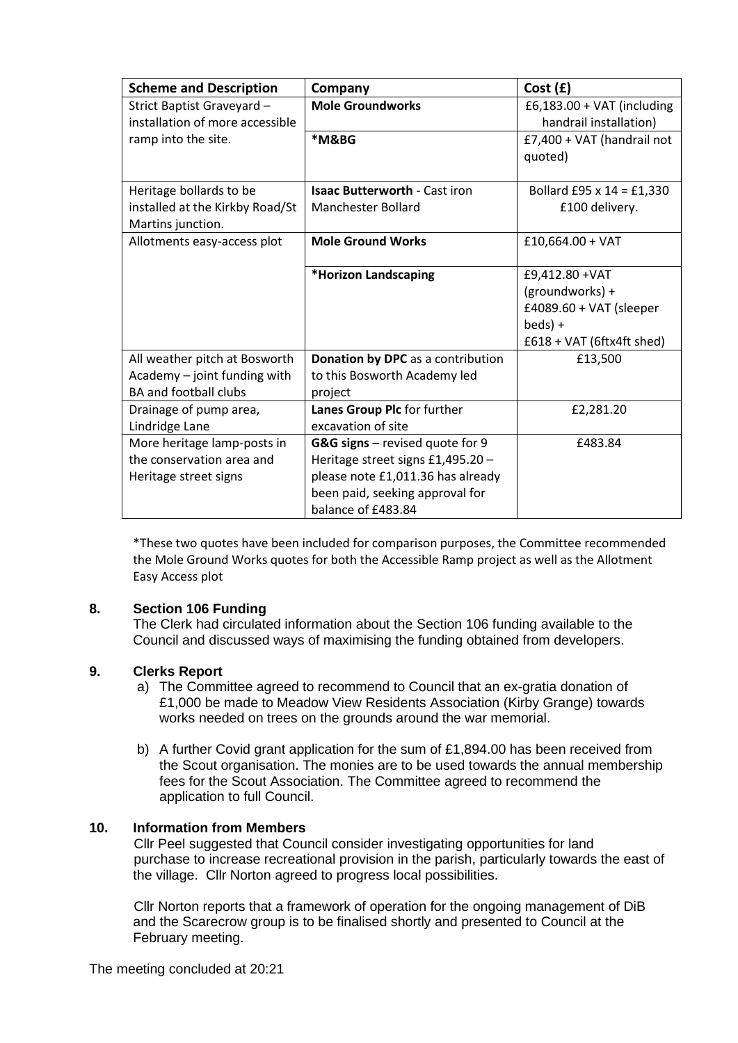| Scheme and Description | Company | Cost (£) |
|---|---|---|
| Strict Baptist Graveyard – installation of more accessible ramp into the site. | **Mole Groundworks** | £6,183.00 + VAT (including handrail installation) |
| | **\*M&BG** | £7,400 + VAT (handrail not quoted) |
| Heritage bollards to be installed at the Kirkby Road/St Martins junction. | **Isaac Butterworth** - Cast iron Manchester Bollard | Bollard £95 x 14 = £1,330 £100 delivery. |
| Allotments easy-access plot | **Mole Ground Works** | £10,664.00 + VAT |
| | **\*Horizon Landscaping** | £9,412.80 +VAT (groundworks) + £4089.60 + VAT (sleeper beds) + £618 + VAT (6ftx4ft shed) |
| All weather pitch at Bosworth Academy – joint funding with BA and football clubs | **Donation by DPC** as a contribution to this Bosworth Academy led project | £13,500 |
| Drainage of pump area, Lindridge Lane | **Lanes Group Plc** for further excavation of site | £2,281.20 |
| More heritage lamp-posts in the conservation area and Heritage street signs | **G&G signs** – revised quote for 9 Heritage street signs £1,495.20 – please note £1,011.36 has already been paid, seeking approval for balance of £483.84 | £483.84 |

*These two quotes have been included for comparison purposes, the Committee recommended the Mole Ground Works quotes for both the Accessible Ramp project as well as the Allotment Easy Access plot

## 8. Section 106 Funding

The Clerk had circulated information about the Section 106 funding available to the Council and discussed ways of maximising the funding obtained from developers.

## 9. Clerks Report

a) The Committee agreed to recommend to Council that an ex-gratia donation of £1,000 be made to Meadow View Residents Association (Kirby Grange) towards works needed on trees on the grounds around the war memorial.

b) A further Covid grant application for the sum of £1,894.00 has been received from the Scout organisation. The monies are to be used towards the annual membership fees for the Scout Association. The Committee agreed to recommend the application to full Council.

## 10. Information from Members

Cllr Peel suggested that Council consider investigating opportunities for land purchase to increase recreational provision in the parish, particularly towards the east of the village. Cllr Norton agreed to progress local possibilities.

Cllr Norton reports that a framework of operation for the ongoing management of DiB and the Scarecrow group is to be finalised shortly and presented to Council at the February meeting.

The meeting concluded at 20:21